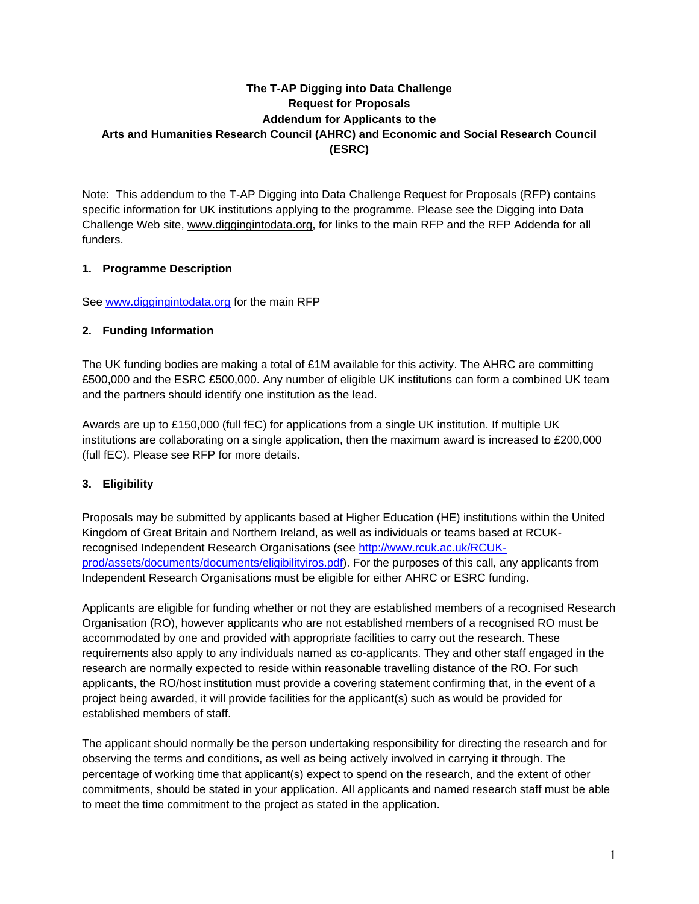# The T-AP Digging into Data Challenge
# Request for Proposals
# Addendum for Applicants to the
# Arts and Humanities Research Council (AHRC) and Economic and Social Research Council (ESRC)

Note: This addendum to the T-AP Digging into Data Challenge Request for Proposals (RFP) contains specific information for UK institutions applying to the programme. Please see the Digging into Data Challenge Web site, www.diggingintodata.org, for links to the main RFP and the RFP Addenda for all funders.

## 1. Programme Description

See www.diggingintodata.org for the main RFP

## 2. Funding Information

The UK funding bodies are making a total of £1M available for this activity. The AHRC are committing £500,000 and the ESRC £500,000. Any number of eligible UK institutions can form a combined UK team and the partners should identify one institution as the lead.

Awards are up to £150,000 (full fEC) for applications from a single UK institution. If multiple UK institutions are collaborating on a single application, then the maximum award is increased to £200,000 (full fEC). Please see RFP for more details.

## 3. Eligibility

Proposals may be submitted by applicants based at Higher Education (HE) institutions within the United Kingdom of Great Britain and Northern Ireland, as well as individuals or teams based at RCUK-recognised Independent Research Organisations (see http://www.rcuk.ac.uk/RCUK-prod/assets/documents/documents/eligibilityiros.pdf). For the purposes of this call, any applicants from Independent Research Organisations must be eligible for either AHRC or ESRC funding.

Applicants are eligible for funding whether or not they are established members of a recognised Research Organisation (RO), however applicants who are not established members of a recognised RO must be accommodated by one and provided with appropriate facilities to carry out the research. These requirements also apply to any individuals named as co-applicants. They and other staff engaged in the research are normally expected to reside within reasonable travelling distance of the RO. For such applicants, the RO/host institution must provide a covering statement confirming that, in the event of a project being awarded, it will provide facilities for the applicant(s) such as would be provided for established members of staff.

The applicant should normally be the person undertaking responsibility for directing the research and for observing the terms and conditions, as well as being actively involved in carrying it through. The percentage of working time that applicant(s) expect to spend on the research, and the extent of other commitments, should be stated in your application. All applicants and named research staff must be able to meet the time commitment to the project as stated in the application.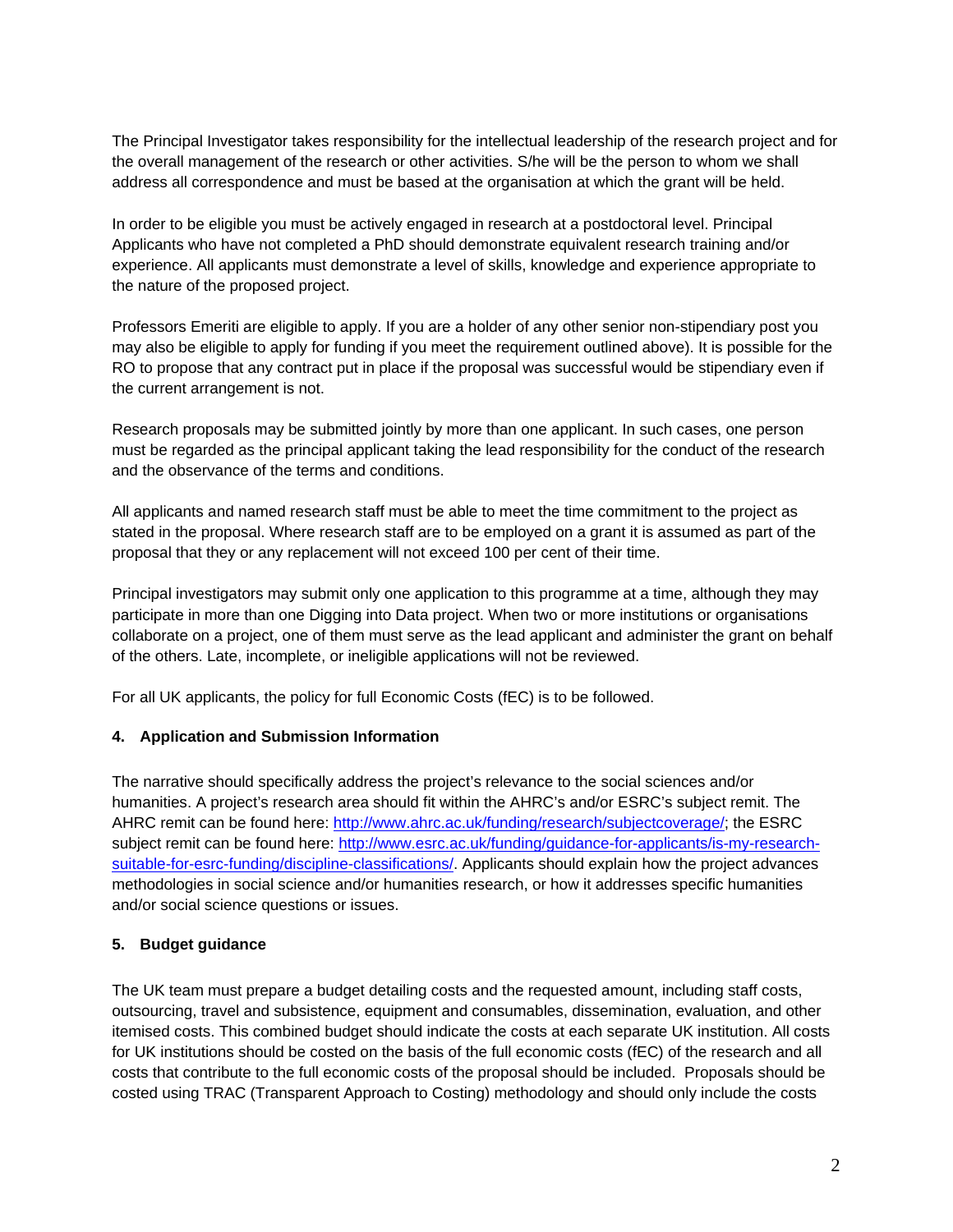The Principal Investigator takes responsibility for the intellectual leadership of the research project and for the overall management of the research or other activities. S/he will be the person to whom we shall address all correspondence and must be based at the organisation at which the grant will be held.

In order to be eligible you must be actively engaged in research at a postdoctoral level. Principal Applicants who have not completed a PhD should demonstrate equivalent research training and/or experience. All applicants must demonstrate a level of skills, knowledge and experience appropriate to the nature of the proposed project.

Professors Emeriti are eligible to apply. If you are a holder of any other senior non-stipendiary post you may also be eligible to apply for funding if you meet the requirement outlined above). It is possible for the RO to propose that any contract put in place if the proposal was successful would be stipendiary even if the current arrangement is not.

Research proposals may be submitted jointly by more than one applicant. In such cases, one person must be regarded as the principal applicant taking the lead responsibility for the conduct of the research and the observance of the terms and conditions.

All applicants and named research staff must be able to meet the time commitment to the project as stated in the proposal. Where research staff are to be employed on a grant it is assumed as part of the proposal that they or any replacement will not exceed 100 per cent of their time.

Principal investigators may submit only one application to this programme at a time, although they may participate in more than one Digging into Data project. When two or more institutions or organisations collaborate on a project, one of them must serve as the lead applicant and administer the grant on behalf of the others. Late, incomplete, or ineligible applications will not be reviewed.

For all UK applicants, the policy for full Economic Costs (fEC) is to be followed.

## 4. Application and Submission Information

The narrative should specifically address the project's relevance to the social sciences and/or humanities. A project's research area should fit within the AHRC's and/or ESRC's subject remit. The AHRC remit can be found here: http://www.ahrc.ac.uk/funding/research/subjectcoverage/; the ESRC subject remit can be found here: http://www.esrc.ac.uk/funding/guidance-for-applicants/is-my-research-suitable-for-esrc-funding/discipline-classifications/. Applicants should explain how the project advances methodologies in social science and/or humanities research, or how it addresses specific humanities and/or social science questions or issues.

## 5. Budget guidance

The UK team must prepare a budget detailing costs and the requested amount, including staff costs, outsourcing, travel and subsistence, equipment and consumables, dissemination, evaluation, and other itemised costs. This combined budget should indicate the costs at each separate UK institution. All costs for UK institutions should be costed on the basis of the full economic costs (fEC) of the research and all costs that contribute to the full economic costs of the proposal should be included. Proposals should be costed using TRAC (Transparent Approach to Costing) methodology and should only include the costs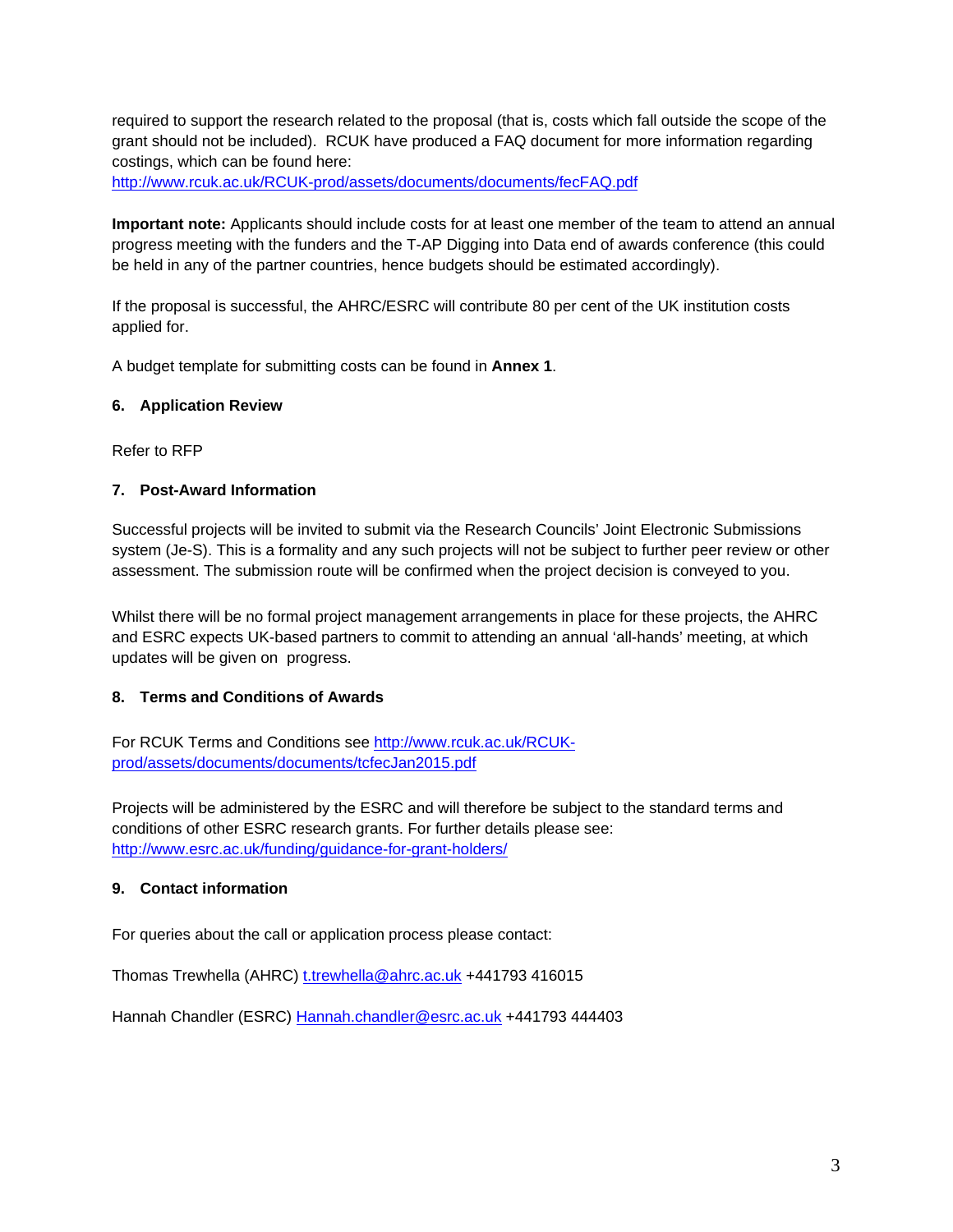required to support the research related to the proposal (that is, costs which fall outside the scope of the grant should not be included). RCUK have produced a FAQ document for more information regarding costings, which can be found here: http://www.rcuk.ac.uk/RCUK-prod/assets/documents/documents/fecFAQ.pdf

**Important note:** Applicants should include costs for at least one member of the team to attend an annual progress meeting with the funders and the T-AP Digging into Data end of awards conference (this could be held in any of the partner countries, hence budgets should be estimated accordingly).

If the proposal is successful, the AHRC/ESRC will contribute 80 per cent of the UK institution costs applied for.

A budget template for submitting costs can be found in **Annex 1**.

## 6. Application Review

Refer to RFP

## 7. Post-Award Information

Successful projects will be invited to submit via the Research Councils' Joint Electronic Submissions system (Je-S). This is a formality and any such projects will not be subject to further peer review or other assessment. The submission route will be confirmed when the project decision is conveyed to you.

Whilst there will be no formal project management arrangements in place for these projects, the AHRC and ESRC expects UK-based partners to commit to attending an annual 'all-hands' meeting, at which updates will be given on progress.

## 8. Terms and Conditions of Awards

For RCUK Terms and Conditions see http://www.rcuk.ac.uk/RCUK-prod/assets/documents/documents/tcfecJan2015.pdf

Projects will be administered by the ESRC and will therefore be subject to the standard terms and conditions of other ESRC research grants. For further details please see: http://www.esrc.ac.uk/funding/guidance-for-grant-holders/

## 9. Contact information

For queries about the call or application process please contact:

Thomas Trewhella (AHRC) t.trewhella@ahrc.ac.uk +441793 416015

Hannah Chandler (ESRC) Hannah.chandler@esrc.ac.uk +441793 444403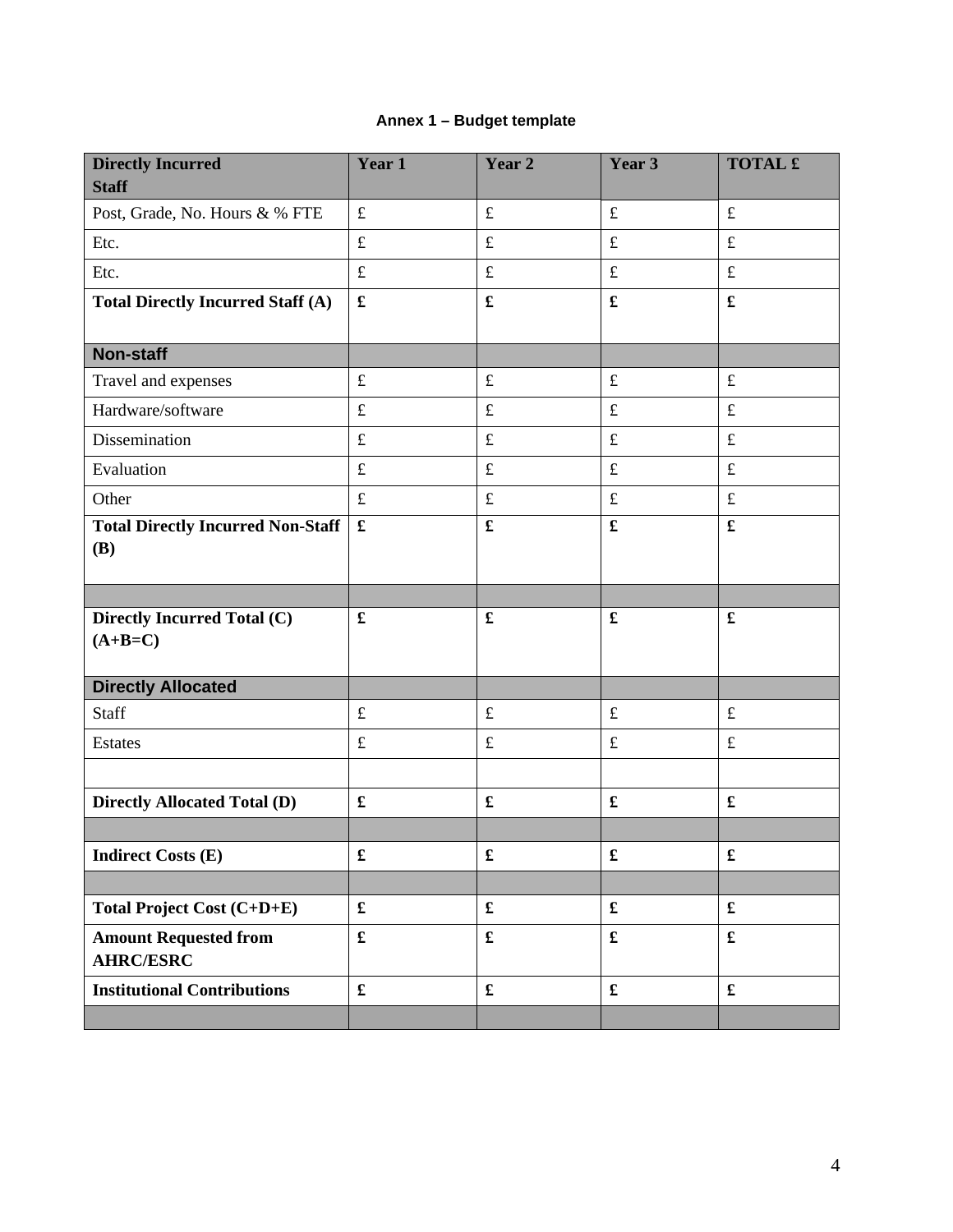**Annex 1 – Budget template**

| **Directly Incurred Staff** | **Year 1** | **Year 2** | **Year 3** | **TOTAL £** |
|---|---|---|---|---|
| Post, Grade, No. Hours & % FTE | £ | £ | £ | £ |
| Etc. | £ | £ | £ | £ |
| Etc. | £ | £ | £ | £ |
| **Total Directly Incurred Staff (A)** | **£** | **£** | **£** | **£** |
| **Non-staff** | | | | |
| Travel and expenses | £ | £ | £ | £ |
| Hardware/software | £ | £ | £ | £ |
| Dissemination | £ | £ | £ | £ |
| Evaluation | £ | £ | £ | £ |
| Other | £ | £ | £ | £ |
| **Total Directly Incurred Non-Staff (B)** | **£** | **£** | **£** | **£** |
| | | | | |
| **Directly Incurred Total (C) (A+B=C)** | **£** | **£** | **£** | **£** |
| **Directly Allocated** | | | | |
| Staff | £ | £ | £ | £ |
| Estates | £ | £ | £ | £ |
| | | | | |
| **Directly Allocated Total (D)** | **£** | **£** | **£** | **£** |
| | | | | |
| **Indirect Costs (E)** | **£** | **£** | **£** | **£** |
| | | | | |
| **Total Project Cost (C+D+E)** | **£** | **£** | **£** | **£** |
| **Amount Requested from AHRC/ESRC** | **£** | **£** | **£** | **£** |
| **Institutional Contributions** | **£** | **£** | **£** | **£** |
| | | | | |